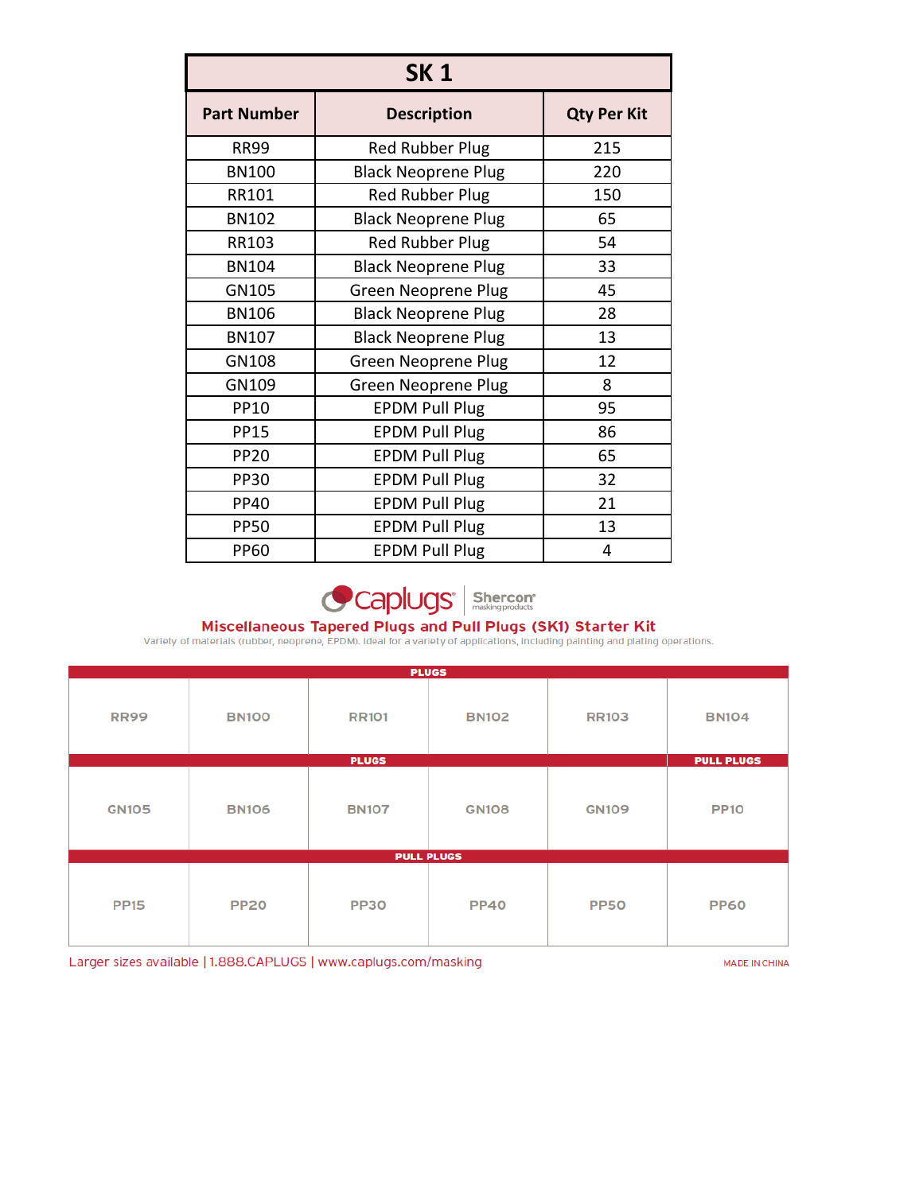# SK 1

| Part Number | Description | Qty Per Kit |
|---|---|---|
| RR99 | Red Rubber Plug | 215 |
| BN100 | Black Neoprene Plug | 220 |
| RR101 | Red Rubber Plug | 150 |
| BN102 | Black Neoprene Plug | 65 |
| RR103 | Red Rubber Plug | 54 |
| BN104 | Black Neoprene Plug | 33 |
| GN105 | Green Neoprene Plug | 45 |
| BN106 | Black Neoprene Plug | 28 |
| BN107 | Black Neoprene Plug | 13 |
| GN108 | Green Neoprene Plug | 12 |
| GN109 | Green Neoprene Plug | 8 |
| PP10 | EPDM Pull Plug | 95 |
| PP15 | EPDM Pull Plug | 86 |
| PP20 | EPDM Pull Plug | 65 |
| PP30 | EPDM Pull Plug | 32 |
| PP40 | EPDM Pull Plug | 21 |
| PP50 | EPDM Pull Plug | 13 |
| PP60 | EPDM Pull Plug | 4 |

caplugs® | Shercon® masking products

## Miscellaneous Tapered Plugs and Pull Plugs (SK1) Starter Kit

Variety of materials (rubber, neoprene, EPDM). Ideal for a variety of applications, including painting and plating operations.

| PLUGS | | | | | |
|---|---|---|---|---|---|
| RR99 | BN100 | RR101 | BN102 | RR103 | BN104 |
| **PLUGS** | | | | | **PULL PLUGS** |
| GN105 | BN106 | BN107 | GN108 | GN109 | PP10 |
| **PULL PLUGS** | | | | | |
| PP15 | PP20 | PP30 | PP40 | PP50 | PP60 |

Larger sizes available | 1.888.CAPLUGS | www.caplugs.com/masking

MADE IN CHINA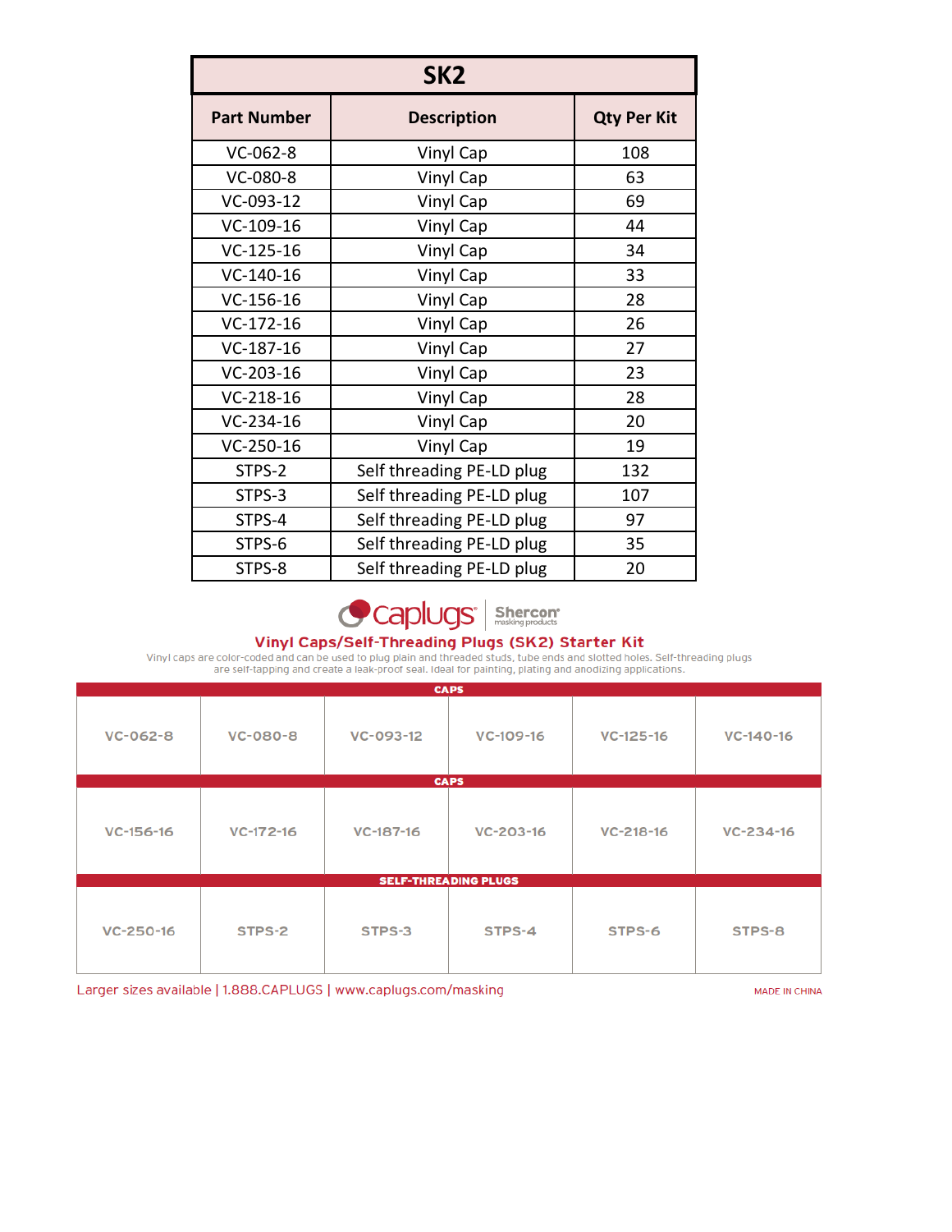| SK2 | | |
|---|---|---|
| **Part Number** | **Description** | **Qty Per Kit** |
| VC-062-8 | Vinyl Cap | 108 |
| VC-080-8 | Vinyl Cap | 63 |
| VC-093-12 | Vinyl Cap | 69 |
| VC-109-16 | Vinyl Cap | 44 |
| VC-125-16 | Vinyl Cap | 34 |
| VC-140-16 | Vinyl Cap | 33 |
| VC-156-16 | Vinyl Cap | 28 |
| VC-172-16 | Vinyl Cap | 26 |
| VC-187-16 | Vinyl Cap | 27 |
| VC-203-16 | Vinyl Cap | 23 |
| VC-218-16 | Vinyl Cap | 28 |
| VC-234-16 | Vinyl Cap | 20 |
| VC-250-16 | Vinyl Cap | 19 |
| STPS-2 | Self threading PE-LD plug | 132 |
| STPS-3 | Self threading PE-LD plug | 107 |
| STPS-4 | Self threading PE-LD plug | 97 |
| STPS-6 | Self threading PE-LD plug | 35 |
| STPS-8 | Self threading PE-LD plug | 20 |

caplugs | Shercon masking products

## Vinyl Caps/Self-Threading Plugs (SK2) Starter Kit

Vinyl caps are color-coded and can be used to plug plain and threaded studs, tube ends and slotted holes. Self-threading plugs are self-tapping and create a leak-proof seal. Ideal for painting, plating and anodizing applications.

| CAPS | | | | | |
|---|---|---|---|---|---|
| VC-062-8 | VC-080-8 | VC-093-12 | VC-109-16 | VC-125-16 | VC-140-16 |
| **CAPS** | | | | | |
| VC-156-16 | VC-172-16 | VC-187-16 | VC-203-16 | VC-218-16 | VC-234-16 |
| **SELF-THREADING PLUGS** | | | | | |
| VC-250-16 | STPS-2 | STPS-3 | STPS-4 | STPS-6 | STPS-8 |

Larger sizes available | 1.888.CAPLUGS | www.caplugs.com/masking

MADE IN CHINA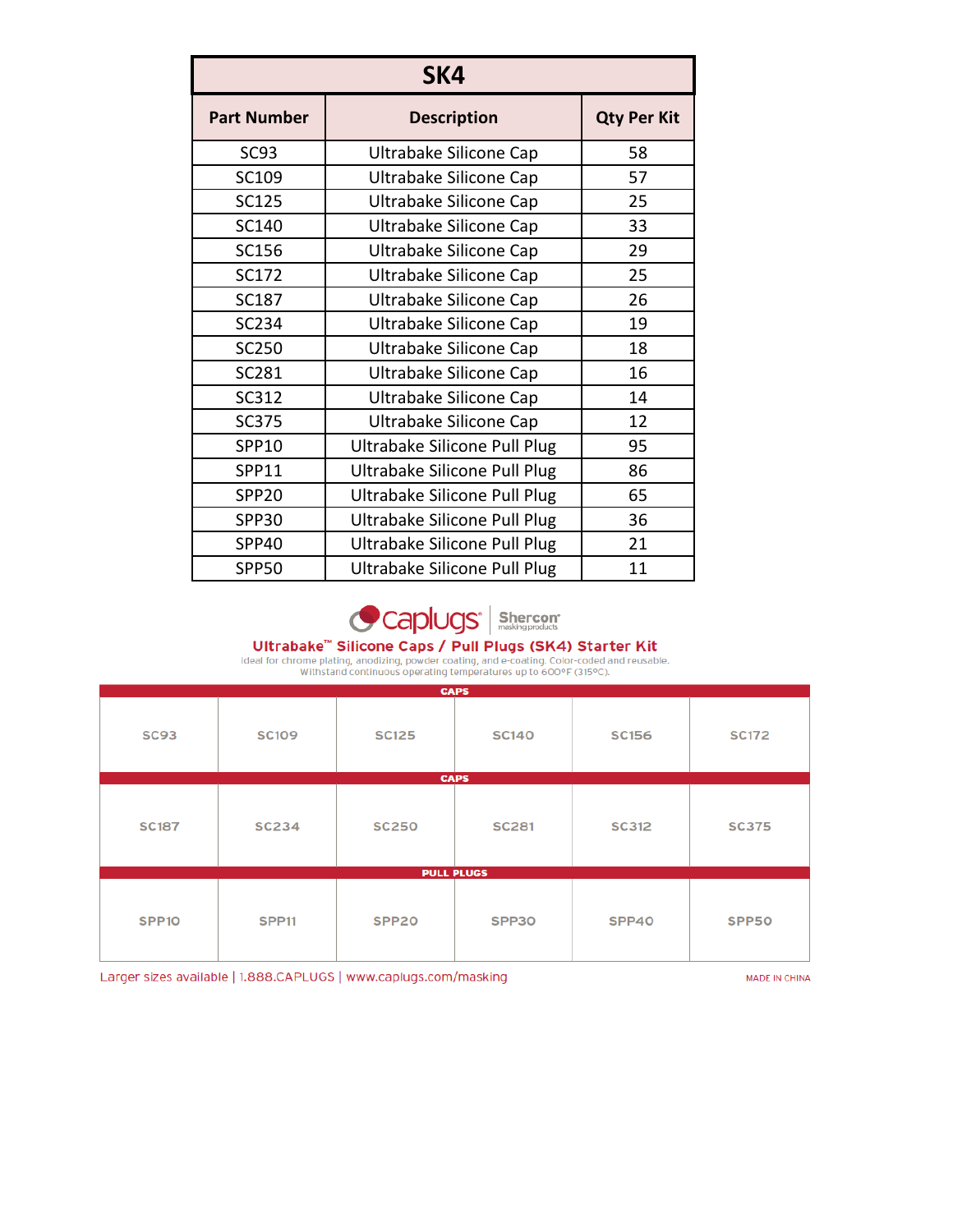| SK4 | | |
|---|---|---|
| **Part Number** | **Description** | **Qty Per Kit** |
| SC93 | Ultrabake Silicone Cap | 58 |
| SC109 | Ultrabake Silicone Cap | 57 |
| SC125 | Ultrabake Silicone Cap | 25 |
| SC140 | Ultrabake Silicone Cap | 33 |
| SC156 | Ultrabake Silicone Cap | 29 |
| SC172 | Ultrabake Silicone Cap | 25 |
| SC187 | Ultrabake Silicone Cap | 26 |
| SC234 | Ultrabake Silicone Cap | 19 |
| SC250 | Ultrabake Silicone Cap | 18 |
| SC281 | Ultrabake Silicone Cap | 16 |
| SC312 | Ultrabake Silicone Cap | 14 |
| SC375 | Ultrabake Silicone Cap | 12 |
| SPP10 | Ultrabake Silicone Pull Plug | 95 |
| SPP11 | Ultrabake Silicone Pull Plug | 86 |
| SPP20 | Ultrabake Silicone Pull Plug | 65 |
| SPP30 | Ultrabake Silicone Pull Plug | 36 |
| SPP40 | Ultrabake Silicone Pull Plug | 21 |
| SPP50 | Ultrabake Silicone Pull Plug | 11 |

caplugs® | Shercon masking products

**Ultrabake™ Silicone Caps / Pull Plugs (SK4) Starter Kit**

Ideal for chrome plating, anodizing, powder coating, and e-coating. Color-coded and reusable.
Withstand continuous operating temperatures up to 600°F (315°C).

| CAPS | | | | | |
|---|---|---|---|---|---|
| SC93 | SC109 | SC125 | SC140 | SC156 | SC172 |
| **CAPS** | | | | | |
| SC187 | SC234 | SC250 | SC281 | SC312 | SC375 |
| **PULL PLUGS** | | | | | |
| SPP10 | SPP11 | SPP20 | SPP30 | SPP40 | SPP50 |

Larger sizes available | 1.888.CAPLUGS | www.caplugs.com/masking

MADE IN CHINA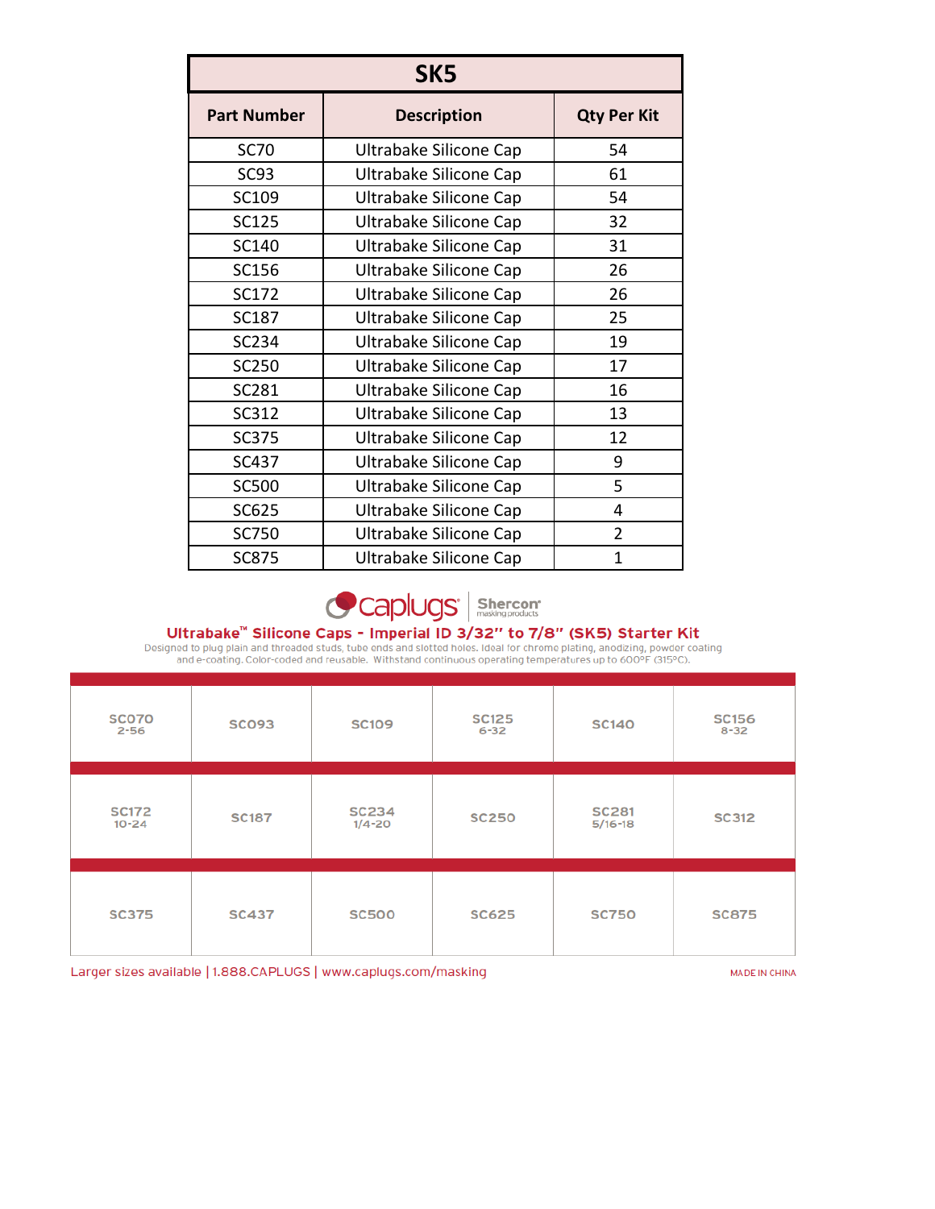| SK5 | | |
|---|---|---|
| **Part Number** | **Description** | **Qty Per Kit** |
| SC70 | Ultrabake Silicone Cap | 54 |
| SC93 | Ultrabake Silicone Cap | 61 |
| SC109 | Ultrabake Silicone Cap | 54 |
| SC125 | Ultrabake Silicone Cap | 32 |
| SC140 | Ultrabake Silicone Cap | 31 |
| SC156 | Ultrabake Silicone Cap | 26 |
| SC172 | Ultrabake Silicone Cap | 26 |
| SC187 | Ultrabake Silicone Cap | 25 |
| SC234 | Ultrabake Silicone Cap | 19 |
| SC250 | Ultrabake Silicone Cap | 17 |
| SC281 | Ultrabake Silicone Cap | 16 |
| SC312 | Ultrabake Silicone Cap | 13 |
| SC375 | Ultrabake Silicone Cap | 12 |
| SC437 | Ultrabake Silicone Cap | 9 |
| SC500 | Ultrabake Silicone Cap | 5 |
| SC625 | Ultrabake Silicone Cap | 4 |
| SC750 | Ultrabake Silicone Cap | 2 |
| SC875 | Ultrabake Silicone Cap | 1 |

caplugs | Shercon masking products

## Ultrabake™ Silicone Caps - Imperial ID 3/32" to 7/8" (SK5) Starter Kit

Designed to plug plain and threaded studs, tube ends and slotted holes. Ideal for chrome plating, anodizing, powder coating and e-coating. Color-coded and reusable. Withstand continuous operating temperatures up to 600°F (315°C).

| | | | | | |
|---|---|---|---|---|---|
| SC070 2-56 | SC093 | SC109 | SC125 6-32 | SC140 | SC156 8-32 |
| SC172 10-24 | SC187 | SC234 1/4-20 | SC250 | SC281 5/16-18 | SC312 |
| SC375 | SC437 | SC500 | SC625 | SC750 | SC875 |

Larger sizes available | 1.888.CAPLUGS | www.caplugs.com/masking

MADE IN CHINA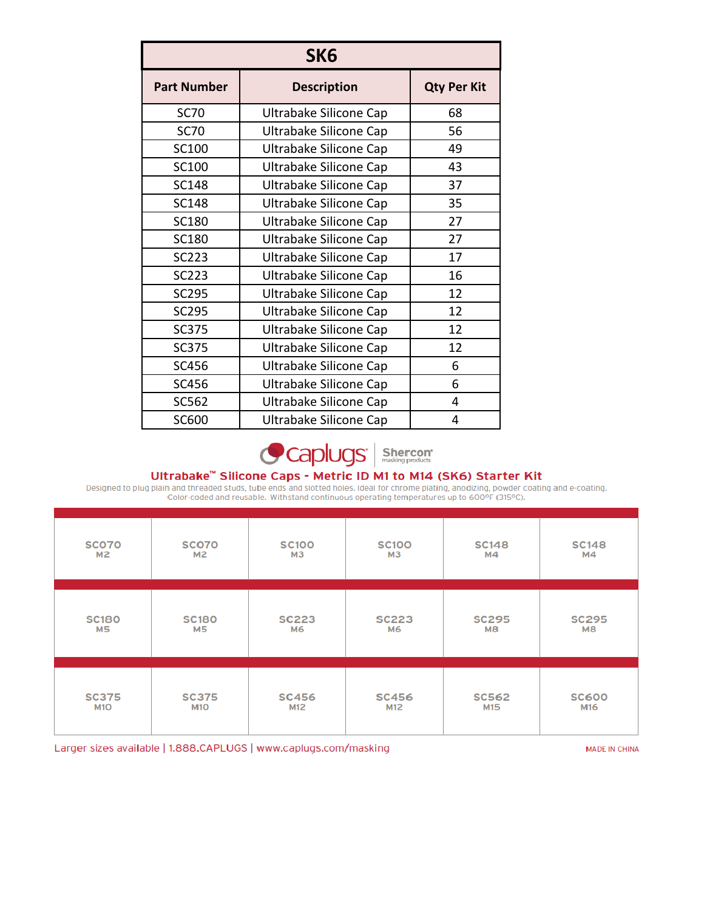| SK6 | | |
|---|---|---|
| **Part Number** | **Description** | **Qty Per Kit** |
| SC70 | Ultrabake Silicone Cap | 68 |
| SC70 | Ultrabake Silicone Cap | 56 |
| SC100 | Ultrabake Silicone Cap | 49 |
| SC100 | Ultrabake Silicone Cap | 43 |
| SC148 | Ultrabake Silicone Cap | 37 |
| SC148 | Ultrabake Silicone Cap | 35 |
| SC180 | Ultrabake Silicone Cap | 27 |
| SC180 | Ultrabake Silicone Cap | 27 |
| SC223 | Ultrabake Silicone Cap | 17 |
| SC223 | Ultrabake Silicone Cap | 16 |
| SC295 | Ultrabake Silicone Cap | 12 |
| SC295 | Ultrabake Silicone Cap | 12 |
| SC375 | Ultrabake Silicone Cap | 12 |
| SC375 | Ultrabake Silicone Cap | 12 |
| SC456 | Ultrabake Silicone Cap | 6 |
| SC456 | Ultrabake Silicone Cap | 6 |
| SC562 | Ultrabake Silicone Cap | 4 |
| SC600 | Ultrabake Silicone Cap | 4 |

caplugs | Shercon masking products

## Ultrabake™ Silicone Caps - Metric ID M1 to M14 (SK6) Starter Kit

Designed to plug plain and threaded studs, tube ends and slotted holes. Ideal for chrome plating, anodizing, powder coating and e-coating. Color-coded and reusable. Withstand continuous operating temperatures up to 600ºF (315ºC).

| | | | | | |
|---|---|---|---|---|---|
| SC070 M2 | SC070 M2 | SC100 M3 | SC100 M3 | SC148 M4 | SC148 M4 |
| SC180 M5 | SC180 M5 | SC223 M6 | SC223 M6 | SC295 M8 | SC295 M8 |
| SC375 M10 | SC375 M10 | SC456 M12 | SC456 M12 | SC562 M15 | SC600 M16 |

Larger sizes available | 1.888.CAPLUGS | www.caplugs.com/masking

MADE IN CHINA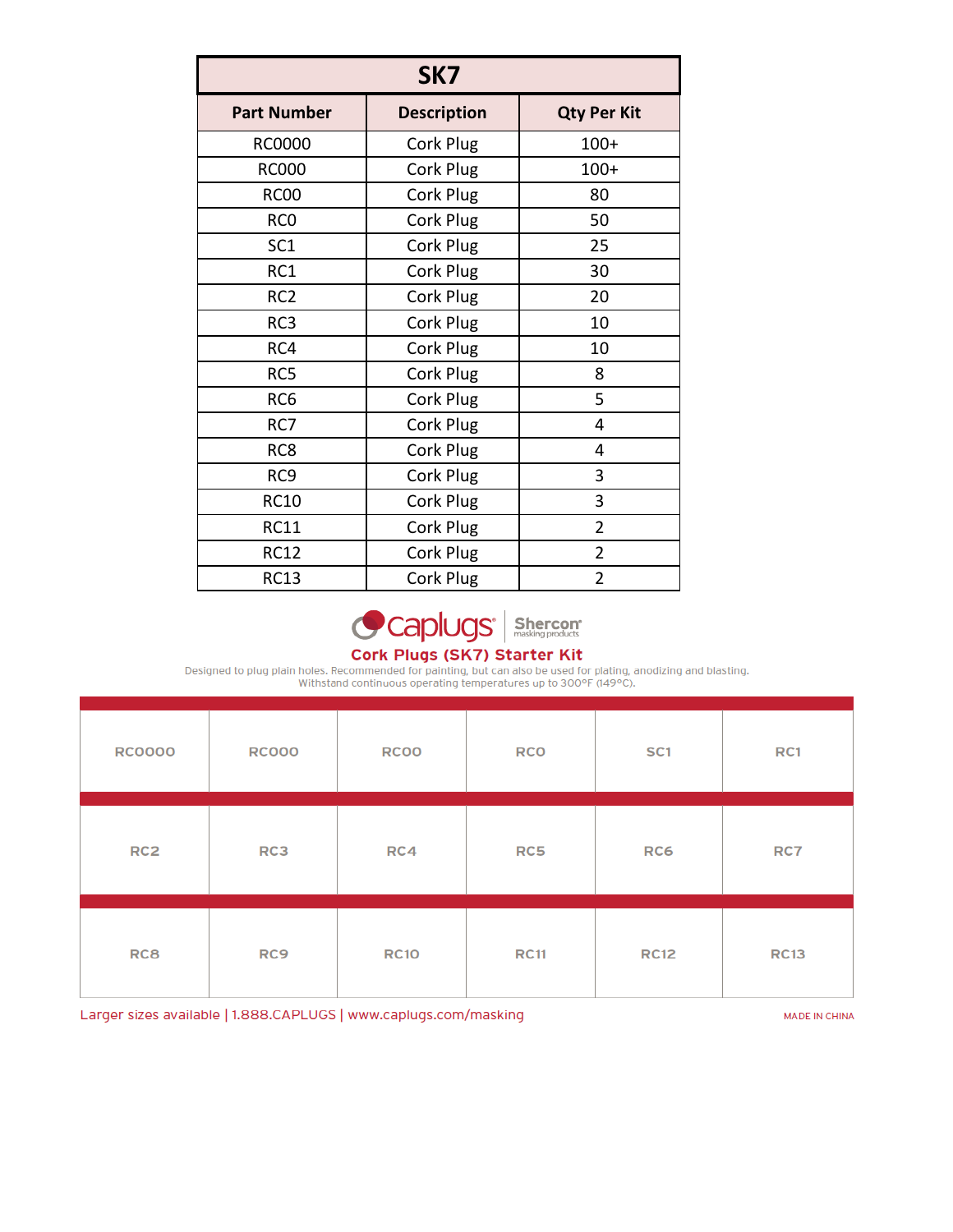| SK7 | | |
|---|---|---|
| **Part Number** | **Description** | **Qty Per Kit** |
| RC0000 | Cork Plug | 100+ |
| RC000 | Cork Plug | 100+ |
| RC00 | Cork Plug | 80 |
| RC0 | Cork Plug | 50 |
| SC1 | Cork Plug | 25 |
| RC1 | Cork Plug | 30 |
| RC2 | Cork Plug | 20 |
| RC3 | Cork Plug | 10 |
| RC4 | Cork Plug | 10 |
| RC5 | Cork Plug | 8 |
| RC6 | Cork Plug | 5 |
| RC7 | Cork Plug | 4 |
| RC8 | Cork Plug | 4 |
| RC9 | Cork Plug | 3 |
| RC10 | Cork Plug | 3 |
| RC11 | Cork Plug | 2 |
| RC12 | Cork Plug | 2 |
| RC13 | Cork Plug | 2 |

caplugs® | Shercon® masking products

## Cork Plugs (SK7) Starter Kit

Designed to plug plain holes. Recommended for painting, but can also be used for plating, anodizing and blasting.
Withstand continuous operating temperatures up to 300°F (149°C).

| | | | | | |
|---|---|---|---|---|---|
| RC0000 | RC000 | RC00 | RC0 | SC1 | RC1 |
| RC2 | RC3 | RC4 | RC5 | RC6 | RC7 |
| RC8 | RC9 | RC10 | RC11 | RC12 | RC13 |

Larger sizes available | 1.888.CAPLUGS | www.caplugs.com/masking

MADE IN CHINA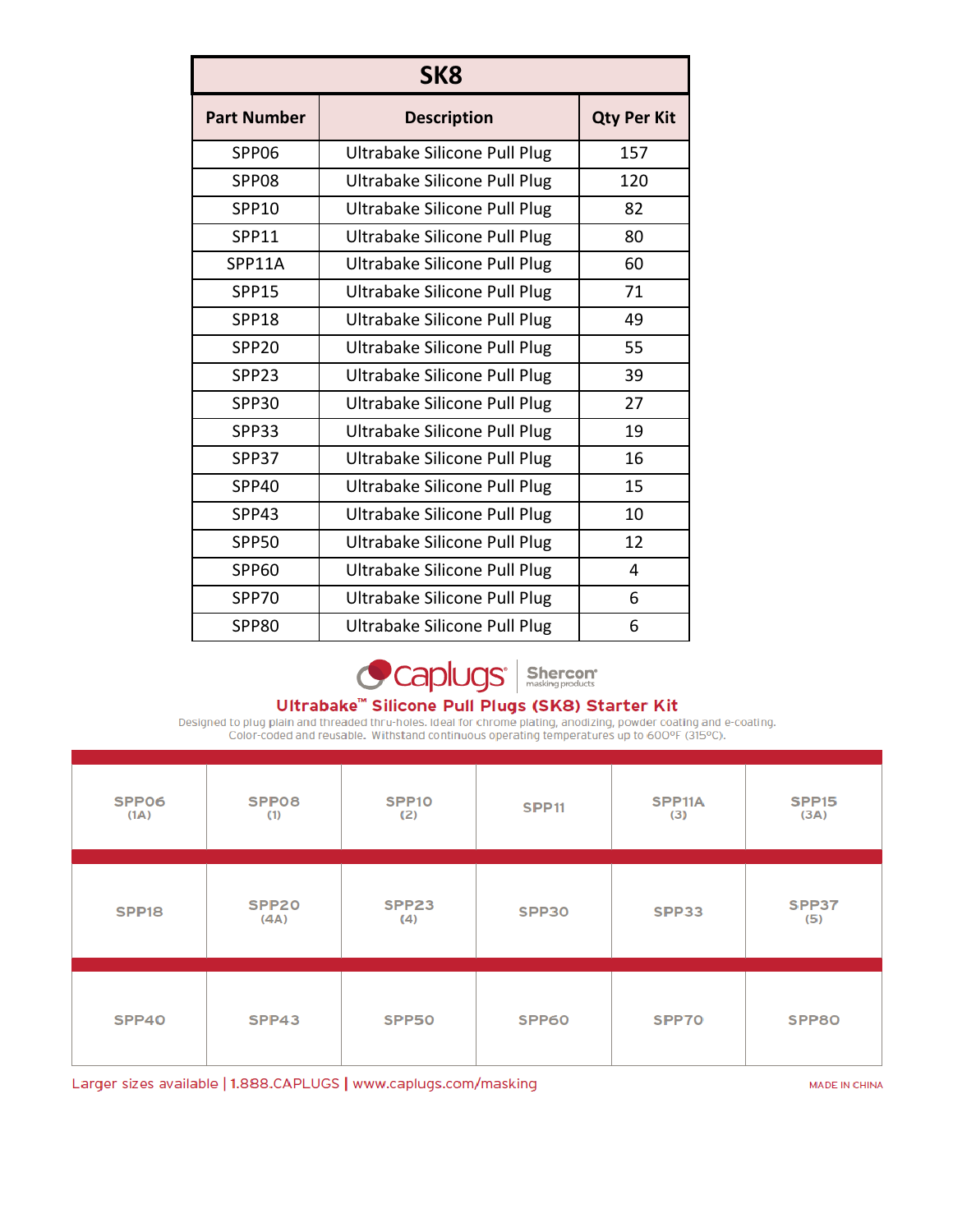| SK8 | | |
|---|---|---|
| **Part Number** | **Description** | **Qty Per Kit** |
| SPP06 | Ultrabake Silicone Pull Plug | 157 |
| SPP08 | Ultrabake Silicone Pull Plug | 120 |
| SPP10 | Ultrabake Silicone Pull Plug | 82 |
| SPP11 | Ultrabake Silicone Pull Plug | 80 |
| SPP11A | Ultrabake Silicone Pull Plug | 60 |
| SPP15 | Ultrabake Silicone Pull Plug | 71 |
| SPP18 | Ultrabake Silicone Pull Plug | 49 |
| SPP20 | Ultrabake Silicone Pull Plug | 55 |
| SPP23 | Ultrabake Silicone Pull Plug | 39 |
| SPP30 | Ultrabake Silicone Pull Plug | 27 |
| SPP33 | Ultrabake Silicone Pull Plug | 19 |
| SPP37 | Ultrabake Silicone Pull Plug | 16 |
| SPP40 | Ultrabake Silicone Pull Plug | 15 |
| SPP43 | Ultrabake Silicone Pull Plug | 10 |
| SPP50 | Ultrabake Silicone Pull Plug | 12 |
| SPP60 | Ultrabake Silicone Pull Plug | 4 |
| SPP70 | Ultrabake Silicone Pull Plug | 6 |
| SPP80 | Ultrabake Silicone Pull Plug | 6 |

caplugs | Shercon masking products

## Ultrabake™ Silicone Pull Plugs (SK8) Starter Kit

Designed to plug plain and threaded thru-holes. Ideal for chrome plating, anodizing, powder coating and e-coating. Color-coded and reusable. Withstand continuous operating temperatures up to 600°F (315°C).

| | | | | | |
|---|---|---|---|---|---|
| SPP06 (1A) | SPP08 (1) | SPP10 (2) | SPP11 | SPP11A (3) | SPP15 (3A) |
| SPP18 | SPP20 (4A) | SPP23 (4) | SPP30 | SPP33 | SPP37 (5) |
| SPP40 | SPP43 | SPP50 | SPP60 | SPP70 | SPP80 |

Larger sizes available | 1.888.CAPLUGS | www.caplugs.com/masking

MADE IN CHINA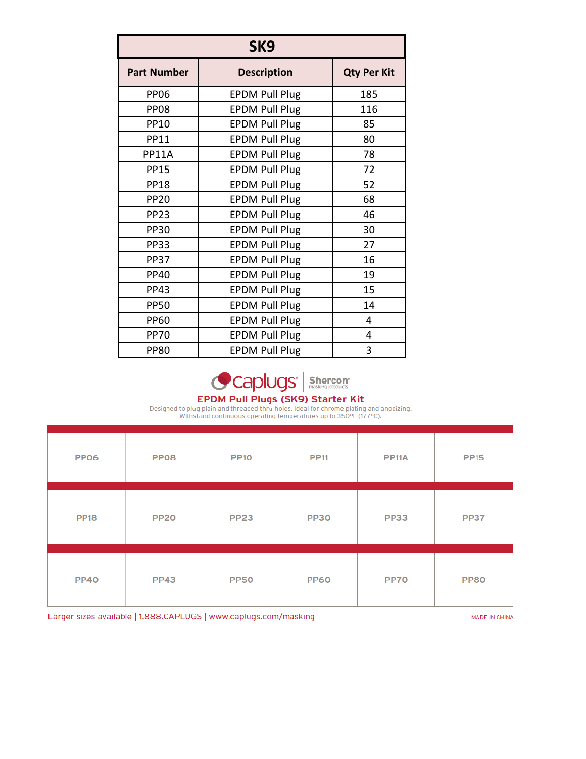| SK9 | | |
|---|---|---|
| **Part Number** | **Description** | **Qty Per Kit** |
| PP06 | EPDM Pull Plug | 185 |
| PP08 | EPDM Pull Plug | 116 |
| PP10 | EPDM Pull Plug | 85 |
| PP11 | EPDM Pull Plug | 80 |
| PP11A | EPDM Pull Plug | 78 |
| PP15 | EPDM Pull Plug | 72 |
| PP18 | EPDM Pull Plug | 52 |
| PP20 | EPDM Pull Plug | 68 |
| PP23 | EPDM Pull Plug | 46 |
| PP30 | EPDM Pull Plug | 30 |
| PP33 | EPDM Pull Plug | 27 |
| PP37 | EPDM Pull Plug | 16 |
| PP40 | EPDM Pull Plug | 19 |
| PP43 | EPDM Pull Plug | 15 |
| PP50 | EPDM Pull Plug | 14 |
| PP60 | EPDM Pull Plug | 4 |
| PP70 | EPDM Pull Plug | 4 |
| PP80 | EPDM Pull Plug | 3 |

caplugs | Shercon masking products

## EPDM Pull Plugs (SK9) Starter Kit

Designed to plug plain and threaded thru-holes. Ideal for chrome plating and anodizing.
Withstand continuous operating temperatures up to 350°F (177°C).

| | | | | | |
|---|---|---|---|---|---|
| PP06 | PP08 | PP10 | PP11 | PP11A | PP15 |
| PP18 | PP20 | PP23 | PP30 | PP33 | PP37 |
| PP40 | PP43 | PP50 | PP60 | PP70 | PP80 |

Larger sizes available | 1.888.CAPLUGS | www.caplugs.com/masking

MADE IN CHINA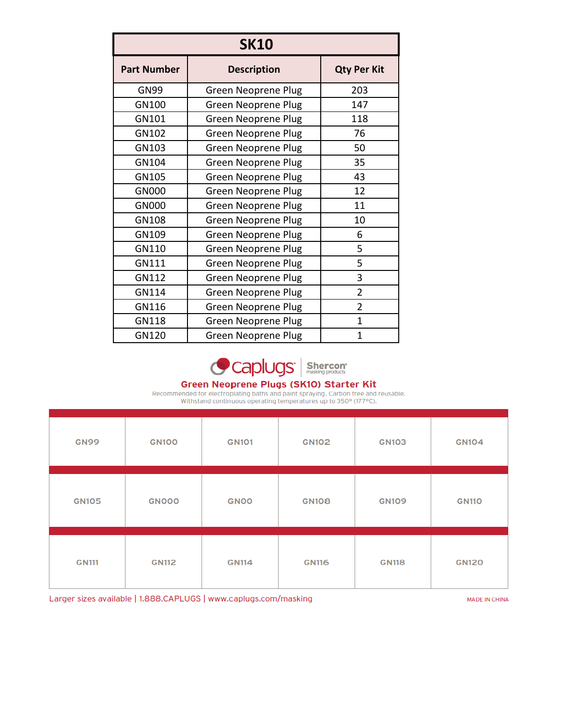| SK10 | | |
|---|---|---|
| **Part Number** | **Description** | **Qty Per Kit** |
| GN99 | Green Neoprene Plug | 203 |
| GN100 | Green Neoprene Plug | 147 |
| GN101 | Green Neoprene Plug | 118 |
| GN102 | Green Neoprene Plug | 76 |
| GN103 | Green Neoprene Plug | 50 |
| GN104 | Green Neoprene Plug | 35 |
| GN105 | Green Neoprene Plug | 43 |
| GN000 | Green Neoprene Plug | 12 |
| GN000 | Green Neoprene Plug | 11 |
| GN108 | Green Neoprene Plug | 10 |
| GN109 | Green Neoprene Plug | 6 |
| GN110 | Green Neoprene Plug | 5 |
| GN111 | Green Neoprene Plug | 5 |
| GN112 | Green Neoprene Plug | 3 |
| GN114 | Green Neoprene Plug | 2 |
| GN116 | Green Neoprene Plug | 2 |
| GN118 | Green Neoprene Plug | 1 |
| GN120 | Green Neoprene Plug | 1 |

caplugs® | Shercon® masking products

## Green Neoprene Plugs (SK10) Starter Kit

Recommended for electroplating baths and paint spraying. Carbon free and reusable.
Withstand continuous operating temperatures up to 350° (177°C).

| | | | | | |
|---|---|---|---|---|---|
| GN99 | GN100 | GN101 | GN102 | GN103 | GN104 |
| GN105 | GN000 | GN00 | GN108 | GN109 | GN110 |
| GN111 | GN112 | GN114 | GN116 | GN118 | GN120 |

Larger sizes available | 1.888.CAPLUGS | www.caplugs.com/masking

MADE IN CHINA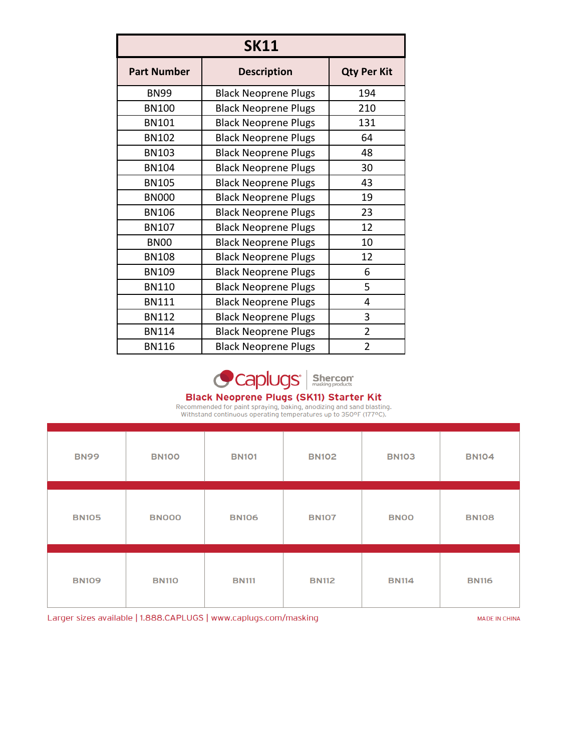| SK11 | | |
|---|---|---|
| **Part Number** | **Description** | **Qty Per Kit** |
| BN99 | Black Neoprene Plugs | 194 |
| BN100 | Black Neoprene Plugs | 210 |
| BN101 | Black Neoprene Plugs | 131 |
| BN102 | Black Neoprene Plugs | 64 |
| BN103 | Black Neoprene Plugs | 48 |
| BN104 | Black Neoprene Plugs | 30 |
| BN105 | Black Neoprene Plugs | 43 |
| BN000 | Black Neoprene Plugs | 19 |
| BN106 | Black Neoprene Plugs | 23 |
| BN107 | Black Neoprene Plugs | 12 |
| BN00 | Black Neoprene Plugs | 10 |
| BN108 | Black Neoprene Plugs | 12 |
| BN109 | Black Neoprene Plugs | 6 |
| BN110 | Black Neoprene Plugs | 5 |
| BN111 | Black Neoprene Plugs | 4 |
| BN112 | Black Neoprene Plugs | 3 |
| BN114 | Black Neoprene Plugs | 2 |
| BN116 | Black Neoprene Plugs | 2 |

caplugs® | Shercon® masking products

## Black Neoprene Plugs (SK11) Starter Kit

Recommended for paint spraying, baking, anodizing and sand blasting.
Withstand continuous operating temperatures up to 350°F (177°C).

| | | | | | |
|---|---|---|---|---|---|
| BN99 | BN100 | BN101 | BN102 | BN103 | BN104 |
| BN105 | BN000 | BN106 | BN107 | BN00 | BN108 |
| BN109 | BN110 | BN111 | BN112 | BN114 | BN116 |

Larger sizes available | 1.888.CAPLUGS | www.caplugs.com/masking

MADE IN CHINA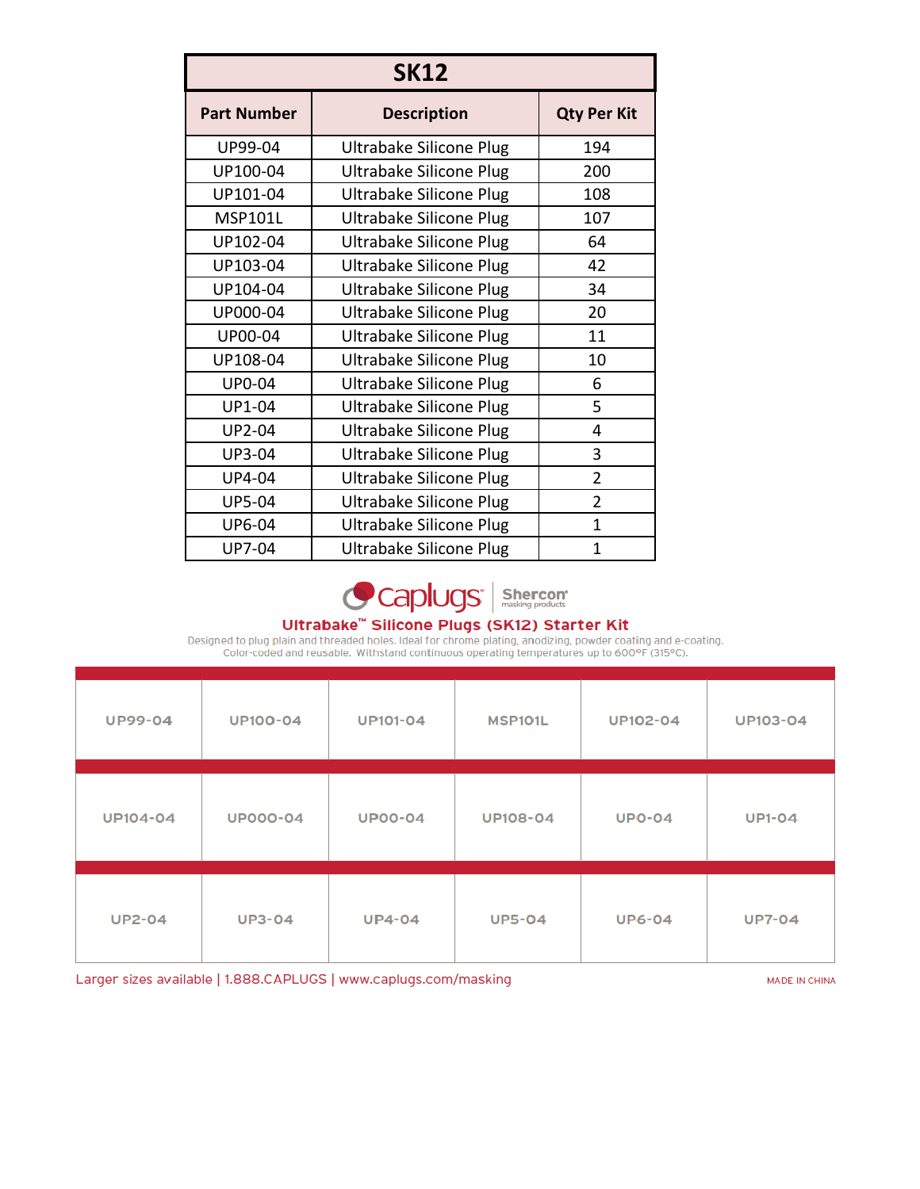| SK12 | | |
|---|---|---|
| **Part Number** | **Description** | **Qty Per Kit** |
| UP99-04 | Ultrabake Silicone Plug | 194 |
| UP100-04 | Ultrabake Silicone Plug | 200 |
| UP101-04 | Ultrabake Silicone Plug | 108 |
| MSP101L | Ultrabake Silicone Plug | 107 |
| UP102-04 | Ultrabake Silicone Plug | 64 |
| UP103-04 | Ultrabake Silicone Plug | 42 |
| UP104-04 | Ultrabake Silicone Plug | 34 |
| UP000-04 | Ultrabake Silicone Plug | 20 |
| UP00-04 | Ultrabake Silicone Plug | 11 |
| UP108-04 | Ultrabake Silicone Plug | 10 |
| UP0-04 | Ultrabake Silicone Plug | 6 |
| UP1-04 | Ultrabake Silicone Plug | 5 |
| UP2-04 | Ultrabake Silicone Plug | 4 |
| UP3-04 | Ultrabake Silicone Plug | 3 |
| UP4-04 | Ultrabake Silicone Plug | 2 |
| UP5-04 | Ultrabake Silicone Plug | 2 |
| UP6-04 | Ultrabake Silicone Plug | 1 |
| UP7-04 | Ultrabake Silicone Plug | 1 |

caplugs | Shercon masking products

**Ultrabake™ Silicone Plugs (SK12) Starter Kit**

Designed to plug plain and threaded holes. Ideal for chrome plating, anodizing, powder coating and e-coating. Color-coded and reusable. Withstand continuous operating temperatures up to 600°F (315°C).

| | | | | | |
|---|---|---|---|---|---|
| UP99-04 | UP100-04 | UP101-04 | MSP101L | UP102-04 | UP103-04 |
| UP104-04 | UP000-04 | UP00-04 | UP108-04 | UP0-04 | UP1-04 |
| UP2-04 | UP3-04 | UP4-04 | UP5-04 | UP6-04 | UP7-04 |

Larger sizes available | 1.888.CAPLUGS | www.caplugs.com/masking

MADE IN CHINA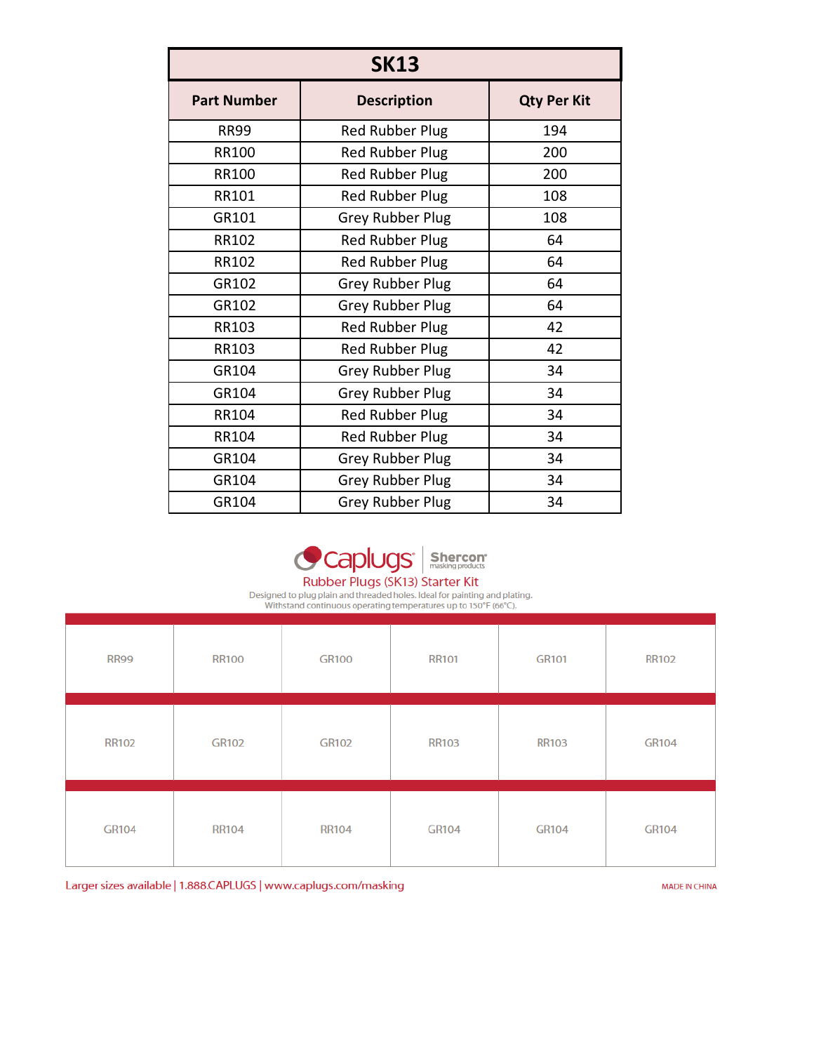| SK13 | | |
|---|---|---|
| **Part Number** | **Description** | **Qty Per Kit** |
| RR99 | Red Rubber Plug | 194 |
| RR100 | Red Rubber Plug | 200 |
| RR100 | Red Rubber Plug | 200 |
| RR101 | Red Rubber Plug | 108 |
| GR101 | Grey Rubber Plug | 108 |
| RR102 | Red Rubber Plug | 64 |
| RR102 | Red Rubber Plug | 64 |
| GR102 | Grey Rubber Plug | 64 |
| GR102 | Grey Rubber Plug | 64 |
| RR103 | Red Rubber Plug | 42 |
| RR103 | Red Rubber Plug | 42 |
| GR104 | Grey Rubber Plug | 34 |
| GR104 | Grey Rubber Plug | 34 |
| RR104 | Red Rubber Plug | 34 |
| RR104 | Red Rubber Plug | 34 |
| GR104 | Grey Rubber Plug | 34 |
| GR104 | Grey Rubber Plug | 34 |
| GR104 | Grey Rubber Plug | 34 |

caplugs | Shercon masking products

Rubber Plugs (SK13) Starter Kit

Designed to plug plain and threaded holes. Ideal for painting and plating.
Withstand continuous operating temperatures up to 150°F (66°C).

| | | | | | |
|---|---|---|---|---|---|
| RR99 | RR100 | GR100 | RR101 | GR101 | RR102 |
| RR102 | GR102 | GR102 | RR103 | RR103 | GR104 |
| GR104 | RR104 | RR104 | GR104 | GR104 | GR104 |

Larger sizes available | 1.888.CAPLUGS | www.caplugs.com/masking

MADE IN CHINA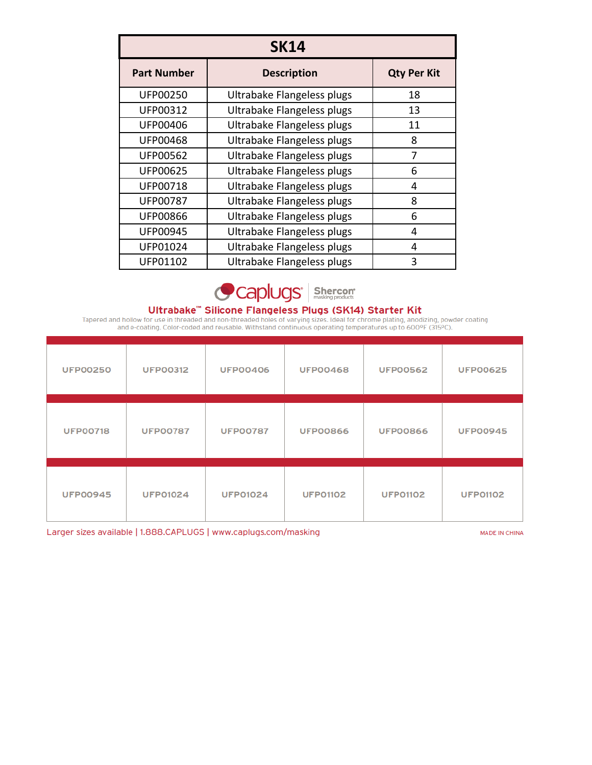| SK14 | | |
|---|---|---|
| **Part Number** | **Description** | **Qty Per Kit** |
| UFP00250 | Ultrabake Flangeless plugs | 18 |
| UFP00312 | Ultrabake Flangeless plugs | 13 |
| UFP00406 | Ultrabake Flangeless plugs | 11 |
| UFP00468 | Ultrabake Flangeless plugs | 8 |
| UFP00562 | Ultrabake Flangeless plugs | 7 |
| UFP00625 | Ultrabake Flangeless plugs | 6 |
| UFP00718 | Ultrabake Flangeless plugs | 4 |
| UFP00787 | Ultrabake Flangeless plugs | 8 |
| UFP00866 | Ultrabake Flangeless plugs | 6 |
| UFP00945 | Ultrabake Flangeless plugs | 4 |
| UFP01024 | Ultrabake Flangeless plugs | 4 |
| UFP01102 | Ultrabake Flangeless plugs | 3 |

caplugs® | Shercon® masking products

## Ultrabake™ Silicone Flangeless Plugs (SK14) Starter Kit

Tapered and hollow for use in threaded and non-threaded holes of varying sizes. Ideal for chrome plating, anodizing, powder coating and e-coating. Color-coded and reusable. Withstand continuous operating temperatures up to 600ºF (315ºC).

| | | | | | |
|---|---|---|---|---|---|
| UFP00250 | UFP00312 | UFP00406 | UFP00468 | UFP00562 | UFP00625 |
| UFP00718 | UFP00787 | UFP00787 | UFP00866 | UFP00866 | UFP00945 |
| UFP00945 | UFP01024 | UFP01024 | UFP01102 | UFP01102 | UFP01102 |

Larger sizes available | 1.888.CAPLUGS | www.caplugs.com/masking

MADE IN CHINA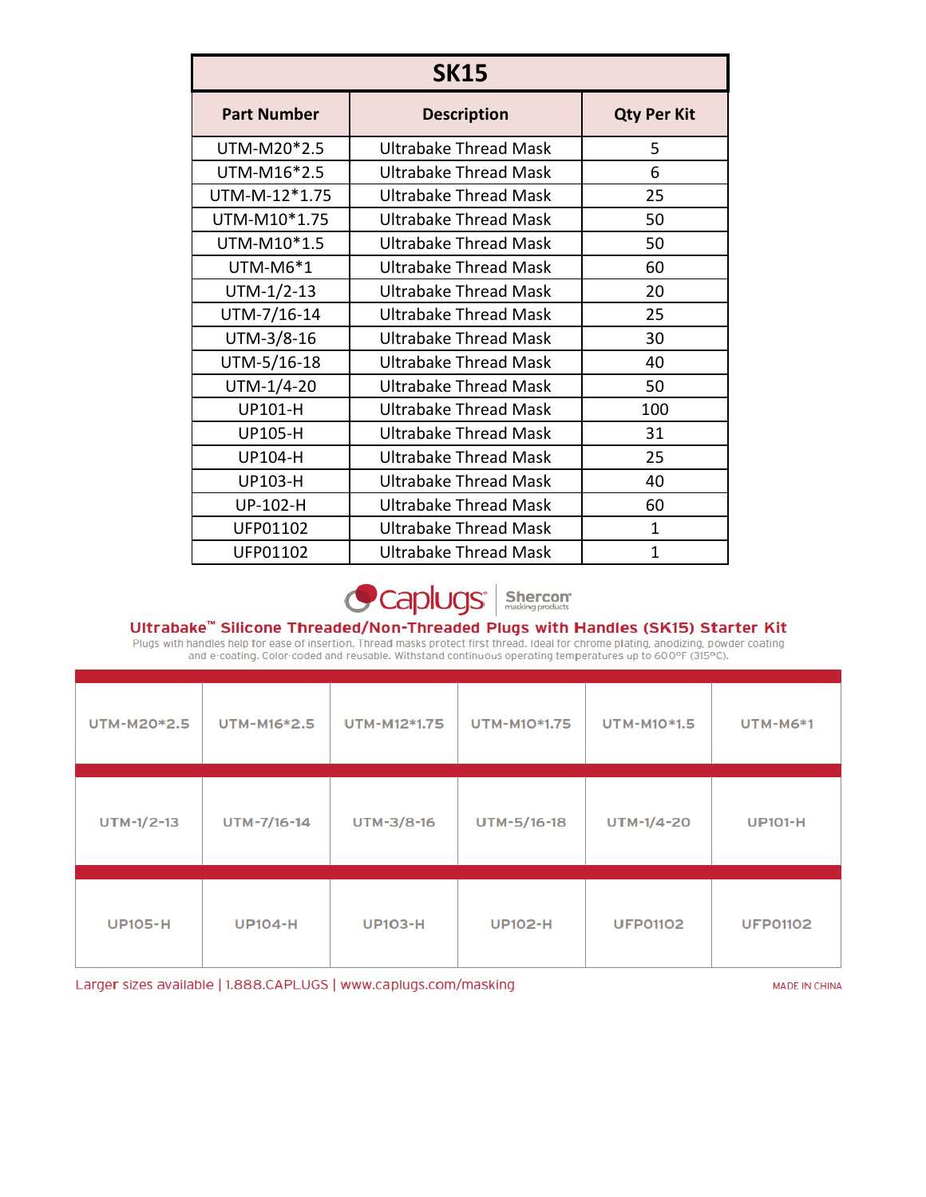| SK15 | | |
|---|---|---|
| **Part Number** | **Description** | **Qty Per Kit** |
| UTM-M20*2.5 | Ultrabake Thread Mask | 5 |
| UTM-M16*2.5 | Ultrabake Thread Mask | 6 |
| UTM-M-12*1.75 | Ultrabake Thread Mask | 25 |
| UTM-M10*1.75 | Ultrabake Thread Mask | 50 |
| UTM-M10*1.5 | Ultrabake Thread Mask | 50 |
| UTM-M6*1 | Ultrabake Thread Mask | 60 |
| UTM-1/2-13 | Ultrabake Thread Mask | 20 |
| UTM-7/16-14 | Ultrabake Thread Mask | 25 |
| UTM-3/8-16 | Ultrabake Thread Mask | 30 |
| UTM-5/16-18 | Ultrabake Thread Mask | 40 |
| UTM-1/4-20 | Ultrabake Thread Mask | 50 |
| UP101-H | Ultrabake Thread Mask | 100 |
| UP105-H | Ultrabake Thread Mask | 31 |
| UP104-H | Ultrabake Thread Mask | 25 |
| UP103-H | Ultrabake Thread Mask | 40 |
| UP-102-H | Ultrabake Thread Mask | 60 |
| UFP01102 | Ultrabake Thread Mask | 1 |
| UFP01102 | Ultrabake Thread Mask | 1 |

caplugs | Shercon masking products

## Ultrabake™ Silicone Threaded/Non-Threaded Plugs with Handles (SK15) Starter Kit

Plugs with handles help for ease of insertion. Thread masks protect first thread. Ideal for chrome plating, anodizing, powder coating and e-coating. Color-coded and reusable. Withstand continuous operating temperatures up to 600ºF (315ºC).

| | | | | | |
|---|---|---|---|---|---|
| UTM-M20*2.5 | UTM-M16*2.5 | UTM-M12*1.75 | UTM-M10*1.75 | UTM-M10*1.5 | UTM-M6*1 |
| UTM-1/2-13 | UTM-7/16-14 | UTM-3/8-16 | UTM-5/16-18 | UTM-1/4-20 | UP101-H |
| UP105-H | UP104-H | UP103-H | UP102-H | UFP01102 | UFP01102 |

Larger sizes available | 1.888.CAPLUGS | www.caplugs.com/masking

MADE IN CHINA